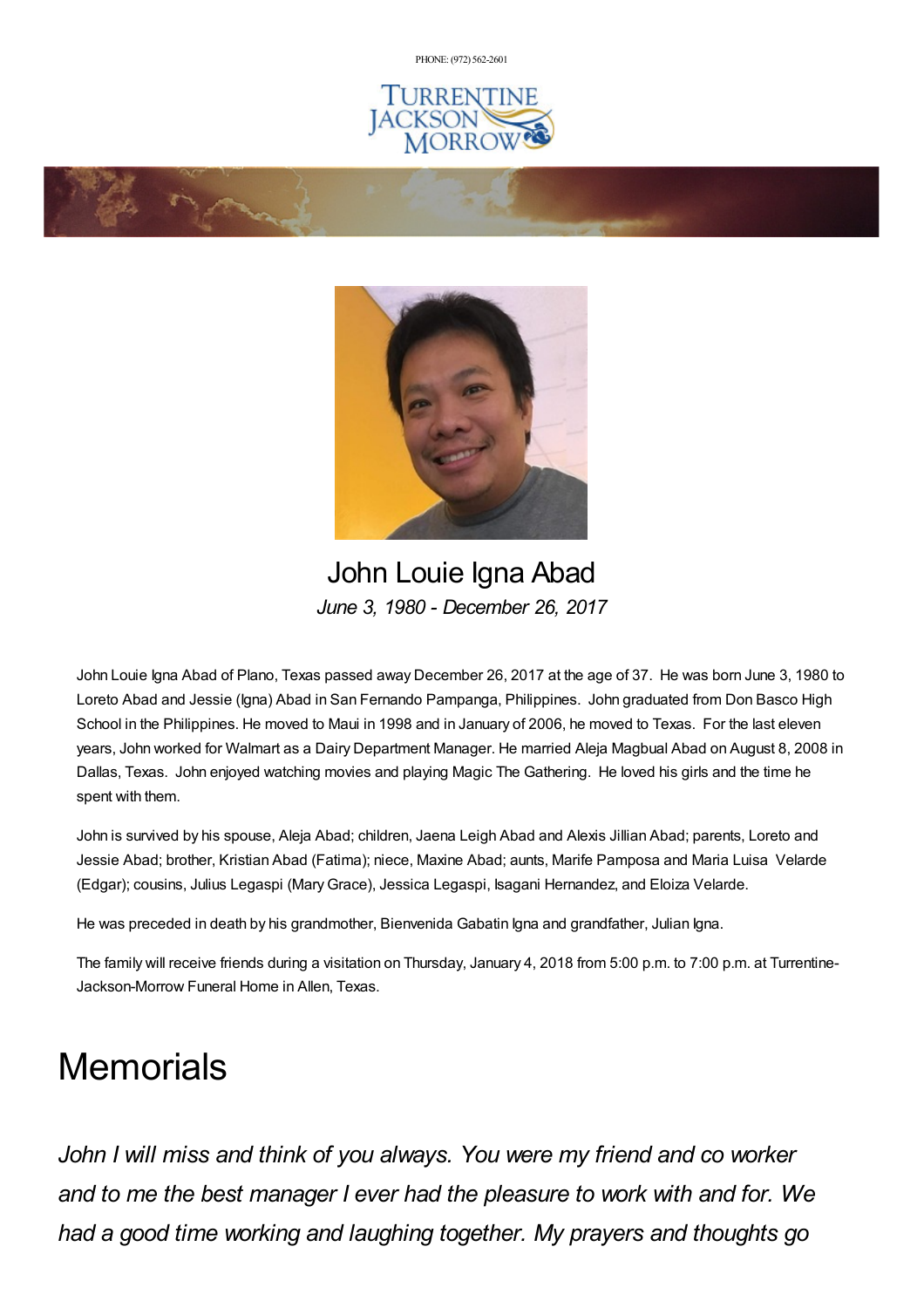PHONE: (972) 562-2601

TURRENTINE JACKSON MORROW

# John Louie Igna Abad

*June 3, 1980 - December 26, 2017*

John Louie Igna Abad of Plano, Texas passed away December 26, 2017 at the age of 37. He was born June 3, 1980 to Loreto Abad and Jessie (Igna) Abad in San Fernando Pampanga, Philippines. John graduated from Don Basco High School in the Philippines. He moved to Maui in 1998 and in January of 2006, he moved to Texas. For the last eleven years, John worked for Walmart as a Dairy Department Manager. He married Aleja Magbual Abad on August 8, 2008 in Dallas, Texas. John enjoyed watching movies and playing Magic The Gathering. He loved his girls and the time he spent with them.

John is survived by his spouse, Aleja Abad; children, Jaena Leigh Abad and Alexis Jillian Abad; parents, Loreto and Jessie Abad; brother, Kristian Abad (Fatima); niece, Maxine Abad; aunts, Marife Pamposa and Maria Luisa Velarde (Edgar); cousins, Julius Legaspi (Mary Grace), Jessica Legaspi, Isagani Hernandez, and Eloiza Velarde.

He was preceded in death by his grandmother, Bienvenida Gabatin Igna and grandfather, Julian Igna.

The family will receive friends during a visitation on Thursday, January 4, 2018 from 5:00 p.m. to 7:00 p.m. at Turrentine-Jackson-Morrow Funeral Home in Allen, Texas.

# Memorials

*John I will miss and think of you always. You were my friend and co worker and to me the best manager I ever had the pleasure to work with and for. We had a good time working and laughing together. My prayers and thoughts go*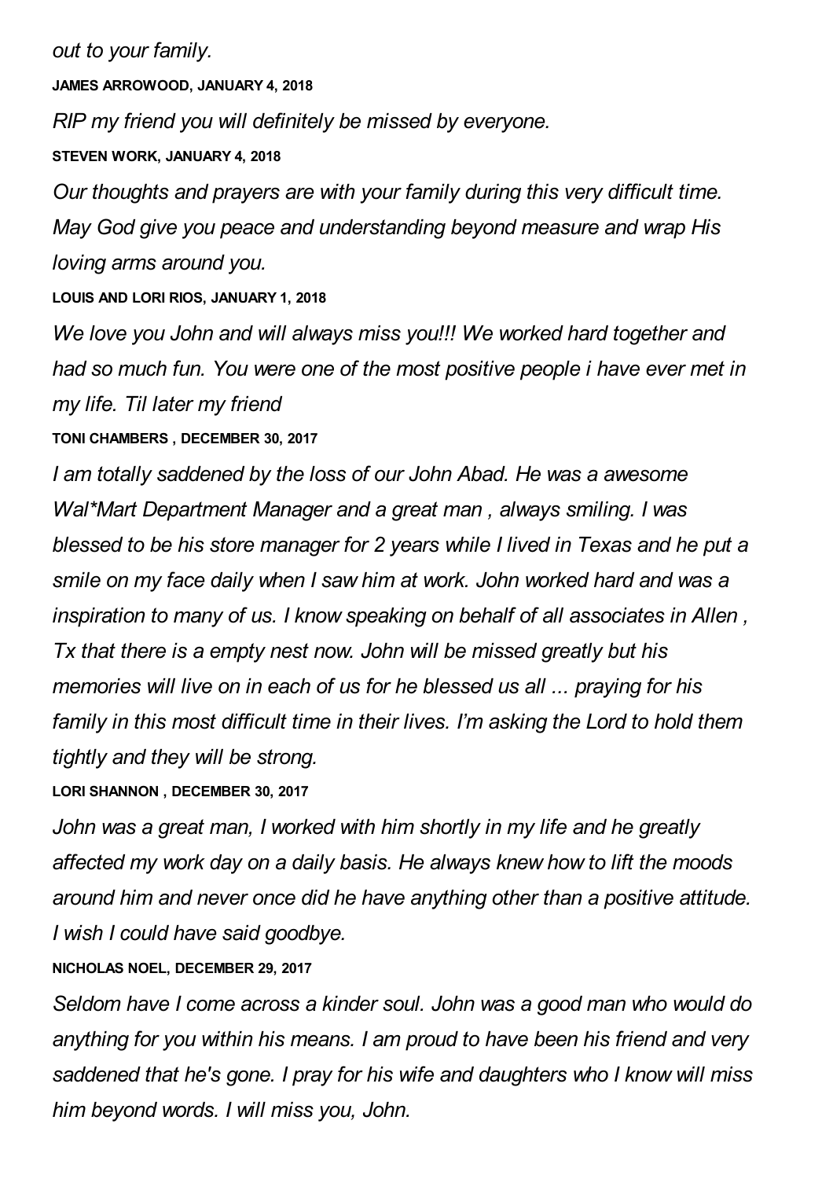*out to your family.*

**JAMES ARROWOOD, JANUARY 4, 2018**

*RIP my friend you will definitely be missed by everyone.*

**STEVEN WORK, JANUARY 4, 2018**

*Our thoughts and prayers are with your family during this very difficult time. May God give you peace and understanding beyond measure and wrap His loving arms around you.*

**LOUIS AND LORI RIOS, JANUARY 1, 2018**

*We love you John and will always miss you!!! We worked hard together and had so much fun. You were one of the most positive people i have ever met in my life. Til later my friend*

**TONI CHAMBERS , DECEMBER 30, 2017**

*I am totally saddened by the loss of our John Abad. He was a awesome Wal*Mart Department Manager and a great man , always smiling. I was blessed to be his store manager for 2 years while I lived in Texas and he put a smile on my face daily when I saw him at work. John worked hard and was a inspiration to many of us. I know speaking on behalf of all associates in Allen , Tx that there is a empty nest now. John will be missed greatly but his memories will live on in each of us for he blessed us all ... praying for his family in this most difficult time in their lives. I'm asking the Lord to hold them tightly and they will be strong.*

**LORI SHANNON , DECEMBER 30, 2017**

*John was a great man, I worked with him shortly in my life and he greatly affected my work day on a daily basis. He always knew how to lift the moods around him and never once did he have anything other than a positive attitude. I wish I could have said goodbye.*

**NICHOLAS NOEL, DECEMBER 29, 2017**

*Seldom have I come across a kinder soul. John was a good man who would do anything for you within his means. I am proud to have been his friend and very saddened that he's gone. I pray for his wife and daughters who I know will miss him beyond words. I will miss you, John.*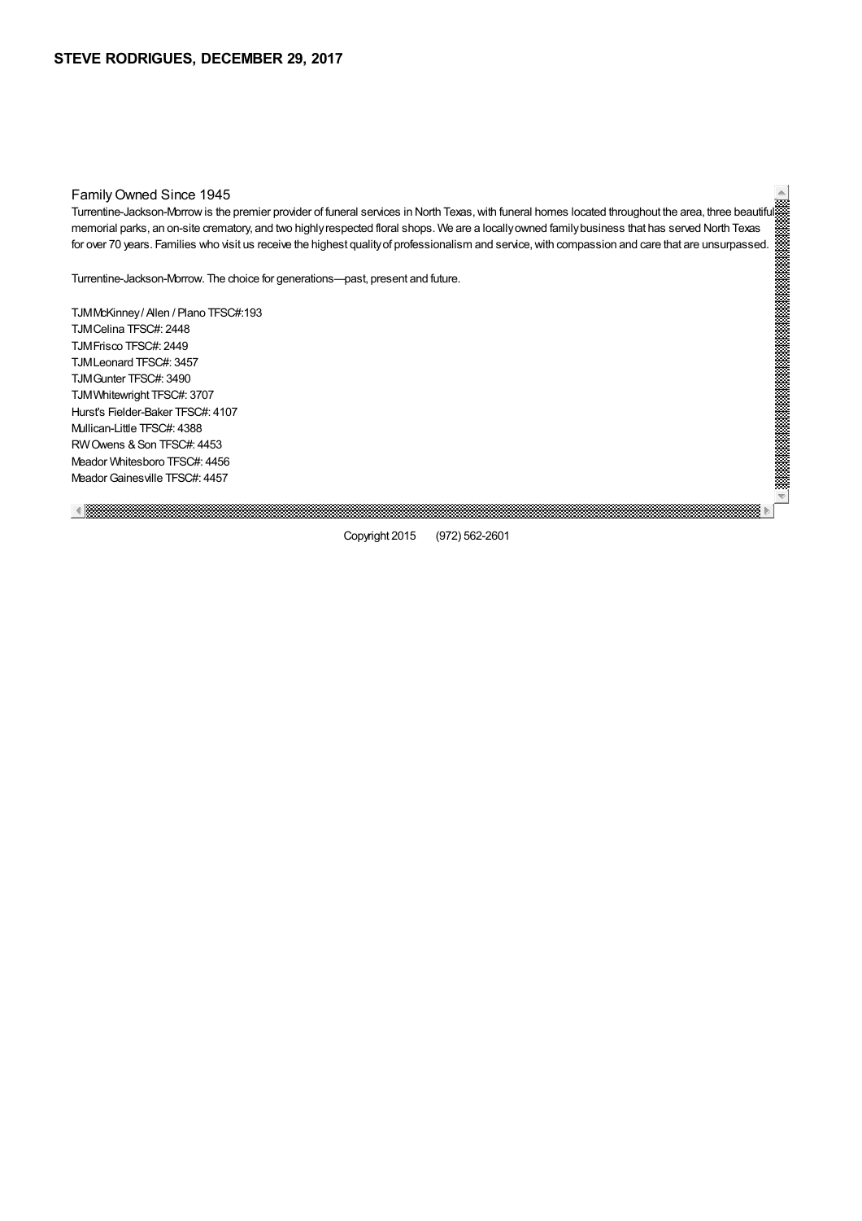## STEVE RODRIGUES, DECEMBER 29, 2017

Family Owned Since 1945

Turrentine-Jackson-Morrow is the premier provider of funeral services in North Texas, with funeral homes located throughout the area, three beautiful memorial parks, an on-site crematory, and two highly respected floral shops. We are a locally owned family business that has served North Texas for over 70 years. Families who visit us receive the highest quality of professionalism and service, with compassion and care that are unsurpassed.

Turrentine-Jackson-Morrow. The choice for generations—past, present and future.

TJM McKinney / Allen / Plano TFSC#:193
TJM Celina TFSC#: 2448
TJM Frisco TFSC#: 2449
TJM Leonard TFSC#: 3457
TJM Gunter TFSC#: 3490
TJM Whitewright TFSC#: 3707
Hurst's Fielder-Baker TFSC#: 4107
Mullican-Little TFSC#: 4388
RW Owens & Son TFSC#: 4453
Meador Whitesboro TFSC#: 4456
Meador Gainesville TFSC#: 4457

Copyright 2015 (972) 562-2601